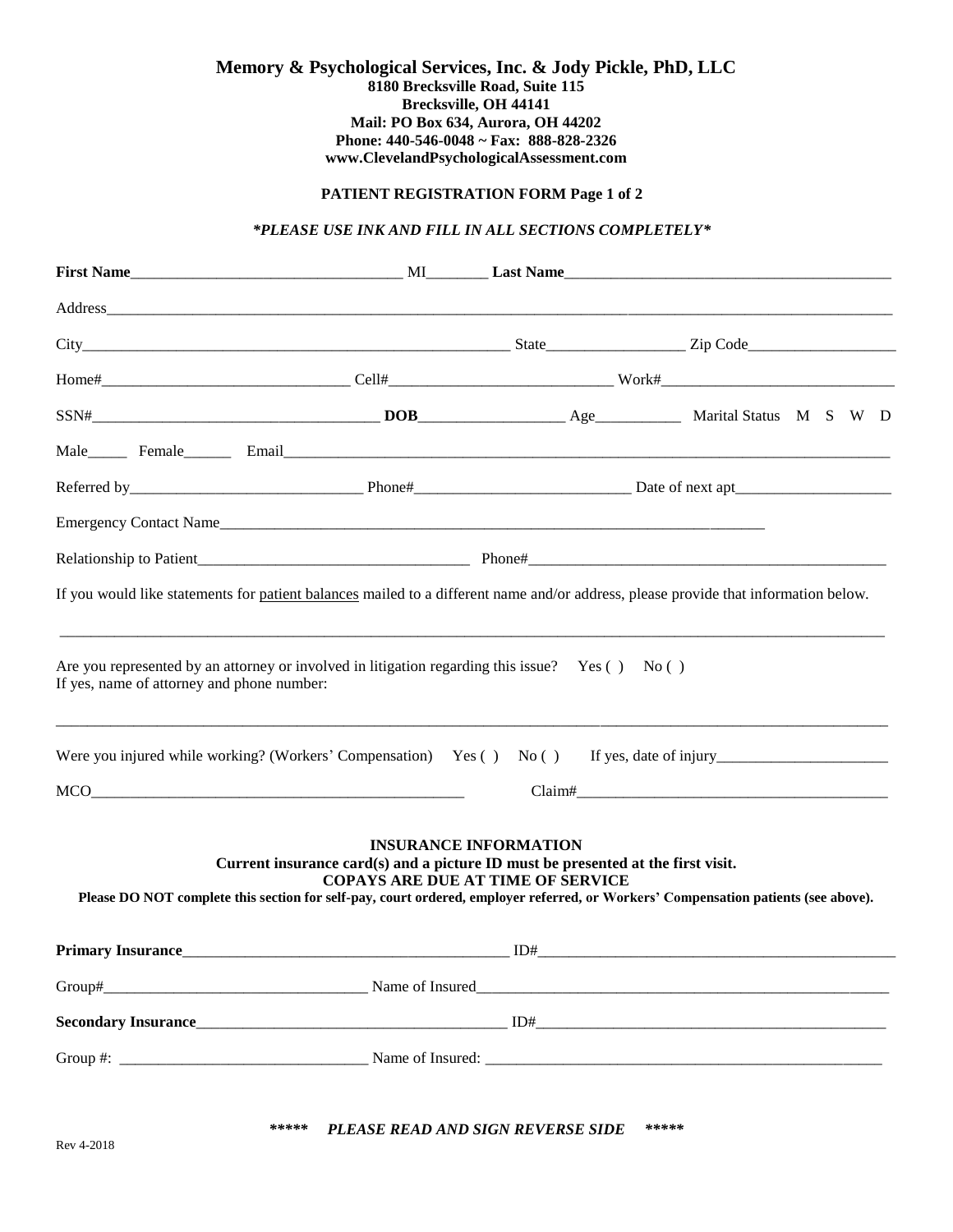**Memory & Psychological Services, Inc. & Jody Pickle, PhD, LLC**
**8180 Brecksville Road, Suite 115**
**Brecksville, OH 44141**
**Mail: PO Box 634, Aurora, OH 44202**
**Phone: 440-546-0048 ~ Fax: 888-828-2326**
**www.ClevelandPsychologicalAssessment.com**

**PATIENT REGISTRATION FORM Page 1 of 2**

***PLEASE USE INK AND FILL IN ALL SECTIONS COMPLETELY***

**First Name**____________________________________ MI________ **Last Name**____________________________________________

Address_____________________________________________________________________________________________________

City__________________________________________________________ State__________________ Zip Code___________________

Home#_________________________________ Cell#_____________________________ Work#______________________________

SSN#______________________________________ **DOB**___________________ Age___________ Marital Status M S W D

Male_____ Female______ Email_________________________________________________________________________________

Referred by_______________________________ Phone#____________________________ Date of next apt____________________

Emergency Contact Name____________________________________________________________________________

Relationship to Patient___________________________________ Phone#________________________________________________

If you would like statements for patient balances mailed to a different name and/or address, please provide that information below.

_____________________________________________________________________________________________________________

Are you represented by an attorney or involved in litigation regarding this issue? Yes ( ) No ( )
If yes, name of attorney and phone number:

_____________________________________________________________________________________________________________

Were you injured while working? (Workers' Compensation) Yes ( ) No ( ) If yes, date of injury_______________________

MCO__________________________________________________ Claim#_________________________________________

**INSURANCE INFORMATION**
**Current insurance card(s) and a picture ID must be presented at the first visit.**
**COPAYS ARE DUE AT TIME OF SERVICE**
**Please DO NOT complete this section for self-pay, court ordered, employer referred, or Workers' Compensation patients (see above).**

**Primary Insurance**___________________________________________ ID#________________________________________________

Group#___________________________________ Name of Insured____________________________________________________

**Secondary Insurance**_________________________________________ ID#______________________________________________

Group #: ________________________________ Name of Insured: ____________________________________________________

***\*\*\*\*\* PLEASE READ AND SIGN REVERSE SIDE \*\*\*\*\****

Rev 4-2018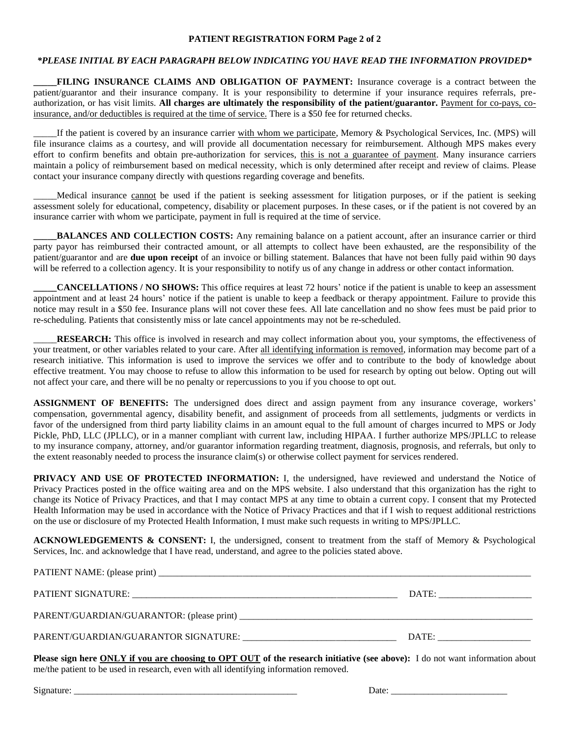**PATIENT REGISTRATION FORM Page 2 of 2**

***PLEASE INITIAL BY EACH PARAGRAPH BELOW INDICATING YOU HAVE READ THE INFORMATION PROVIDED***

_____**FILING INSURANCE CLAIMS AND OBLIGATION OF PAYMENT:** Insurance coverage is a contract between the patient/guarantor and their insurance company. It is your responsibility to determine if your insurance requires referrals, pre-authorization, or has visit limits. **All charges are ultimately the responsibility of the patient/guarantor.** <u>Payment for co-pays, co-insurance, and/or deductibles is required at the time of service.</u> There is a $50 fee for returned checks.

_____If the patient is covered by an insurance carrier <u>with whom we participate</u>, Memory & Psychological Services, Inc. (MPS) will file insurance claims as a courtesy, and will provide all documentation necessary for reimbursement. Although MPS makes every effort to confirm benefits and obtain pre-authorization for services, <u>this is not a guarantee of payment</u>. Many insurance carriers maintain a policy of reimbursement based on medical necessity, which is only determined after receipt and review of claims. Please contact your insurance company directly with questions regarding coverage and benefits.

_____Medical insurance <u>cannot</u> be used if the patient is seeking assessment for litigation purposes, or if the patient is seeking assessment solely for educational, competency, disability or placement purposes. In these cases, or if the patient is not covered by an insurance carrier with whom we participate, payment in full is required at the time of service.

_____**BALANCES AND COLLECTION COSTS:** Any remaining balance on a patient account, after an insurance carrier or third party payor has reimbursed their contracted amount, or all attempts to collect have been exhausted, are the responsibility of the patient/guarantor and are **due upon receipt** of an invoice or billing statement. Balances that have not been fully paid within 90 days will be referred to a collection agency. It is your responsibility to notify us of any change in address or other contact information.

_____**CANCELLATIONS / NO SHOWS:** This office requires at least 72 hours' notice if the patient is unable to keep an assessment appointment and at least 24 hours' notice if the patient is unable to keep a feedback or therapy appointment. Failure to provide this notice may result in a $50 fee. Insurance plans will not cover these fees. All late cancellation and no show fees must be paid prior to re-scheduling. Patients that consistently miss or late cancel appointments may not be re-scheduled.

_____**RESEARCH:** This office is involved in research and may collect information about you, your symptoms, the effectiveness of your treatment, or other variables related to your care. After <u>all identifying information is removed</u>, information may become part of a research initiative. This information is used to improve the services we offer and to contribute to the body of knowledge about effective treatment. You may choose to refuse to allow this information to be used for research by opting out below. Opting out will not affect your care, and there will be no penalty or repercussions to you if you choose to opt out.

**ASSIGNMENT OF BENEFITS:** The undersigned does direct and assign payment from any insurance coverage, workers' compensation, governmental agency, disability benefit, and assignment of proceeds from all settlements, judgments or verdicts in favor of the undersigned from third party liability claims in an amount equal to the full amount of charges incurred to MPS or Jody Pickle, PhD, LLC (JPLLC), or in a manner compliant with current law, including HIPAA. I further authorize MPS/JPLLC to release to my insurance company, attorney, and/or guarantor information regarding treatment, diagnosis, prognosis, and referrals, but only to the extent reasonably needed to process the insurance claim(s) or otherwise collect payment for services rendered.

**PRIVACY AND USE OF PROTECTED INFORMATION:** I, the undersigned, have reviewed and understand the Notice of Privacy Practices posted in the office waiting area and on the MPS website. I also understand that this organization has the right to change its Notice of Privacy Practices, and that I may contact MPS at any time to obtain a current copy. I consent that my Protected Health Information may be used in accordance with the Notice of Privacy Practices and that if I wish to request additional restrictions on the use or disclosure of my Protected Health Information, I must make such requests in writing to MPS/JPLLC.

**ACKNOWLEDGEMENTS & CONSENT:** I, the undersigned, consent to treatment from the staff of Memory & Psychological Services, Inc. and acknowledge that I have read, understand, and agree to the policies stated above.

PATIENT NAME: (please print) ____________________________________________

PATIENT SIGNATURE: ____________________________________________ DATE: ____________________

PARENT/GUARDIAN/GUARANTOR: (please print) ____________________________________________

PARENT/GUARDIAN/GUARANTOR SIGNATURE: ________________________________ DATE: ____________________

**Please sign here <u>ONLY if you are choosing to OPT OUT</u> of the research initiative (see above):** I do not want information about me/the patient to be used in research, even with all identifying information removed.

Signature: ____________________________________________ Date: _________________________